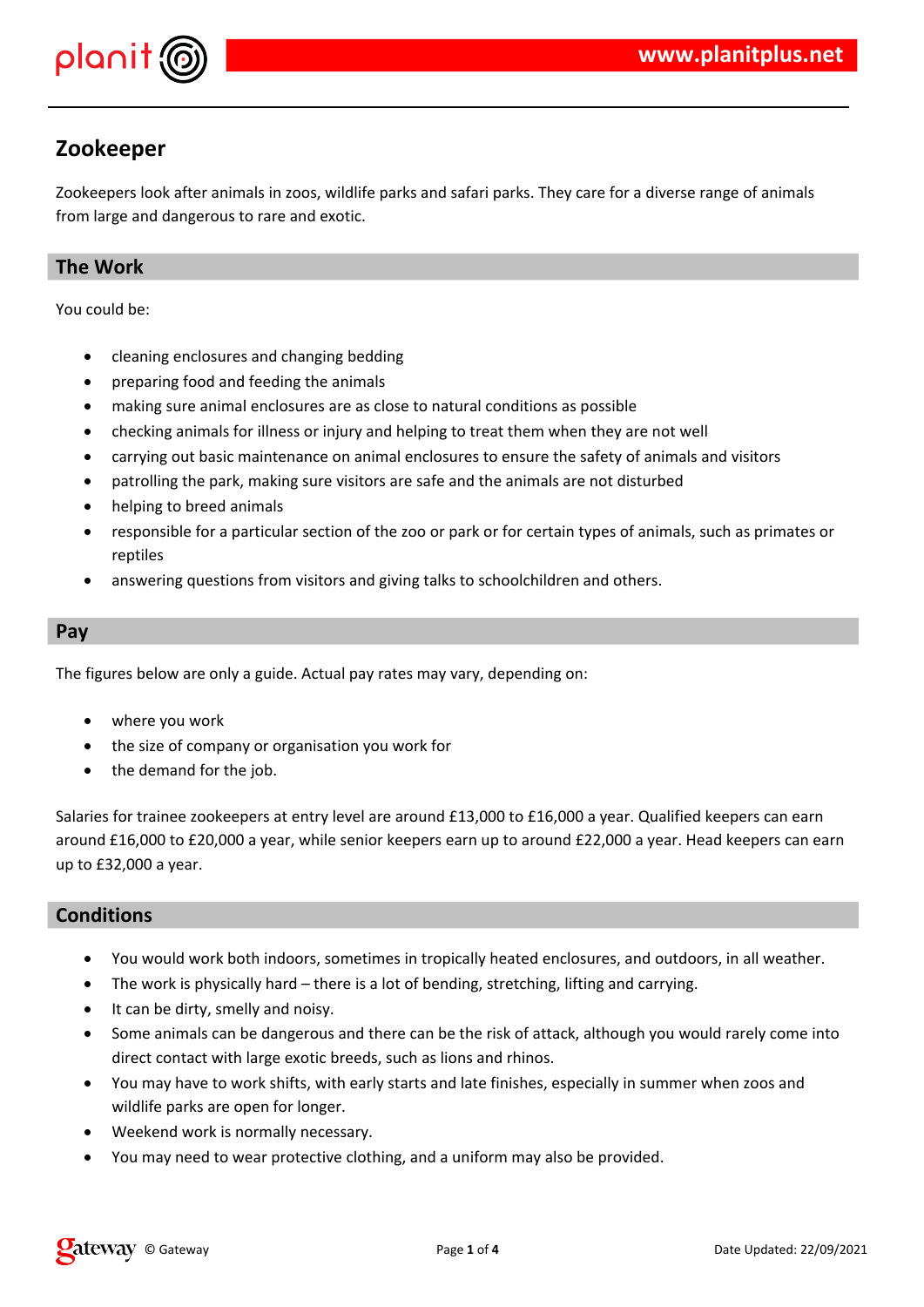# Zookeeper

Zookeepers look after animals in zoos, wildlife parks and safari parks. They care for a diverse range of animals from large and dangerous to rare and exotic.

## The Work

You could be:

- cleaning enclosures and changing bedding
- preparing food and feeding the animals
- making sure animal enclosures are as close to natural conditions as possible
- checking animals for illness or injury and helping to treat them when they are not well
- carrying out basic maintenance on animal enclosures to ensure the safety of animals and visitors
- patrolling the park, making sure visitors are safe and the animals are not disturbed
- helping to breed animals
- responsible for a particular section of the zoo or park or for certain types of animals, such as primates or reptiles
- answering questions from visitors and giving talks to schoolchildren and others.

## Pay

The figures below are only a guide. Actual pay rates may vary, depending on:

- where you work
- the size of company or organisation you work for
- the demand for the job.

Salaries for trainee zookeepers at entry level are around £13,000 to £16,000 a year. Qualified keepers can earn around £16,000 to £20,000 a year, while senior keepers earn up to around £22,000 a year. Head keepers can earn up to £32,000 a year.

## Conditions

- You would work both indoors, sometimes in tropically heated enclosures, and outdoors, in all weather.
- The work is physically hard – there is a lot of bending, stretching, lifting and carrying.
- It can be dirty, smelly and noisy.
- Some animals can be dangerous and there can be the risk of attack, although you would rarely come into direct contact with large exotic breeds, such as lions and rhinos.
- You may have to work shifts, with early starts and late finishes, especially in summer when zoos and wildlife parks are open for longer.
- Weekend work is normally necessary.
- You may need to wear protective clothing, and a uniform may also be provided.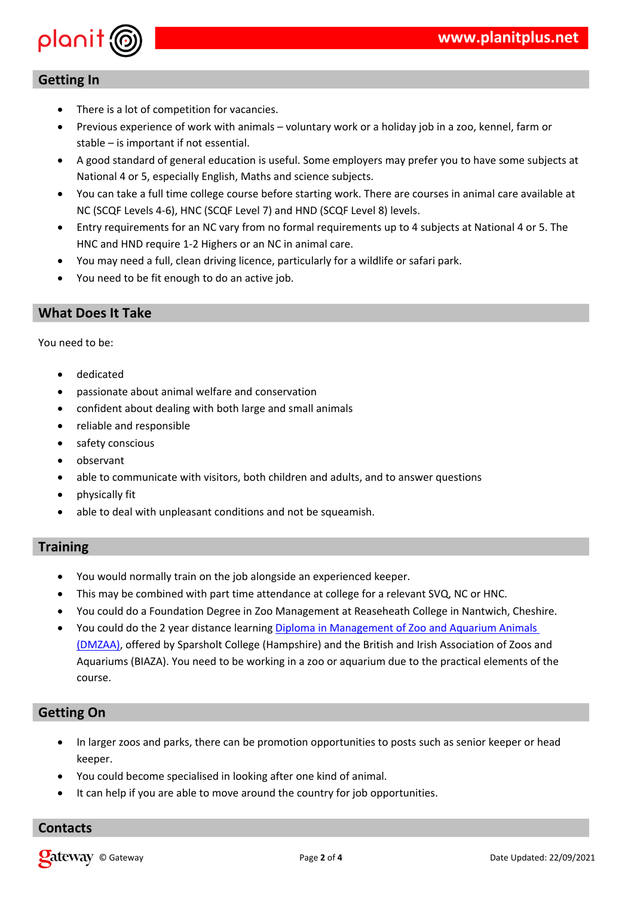## Getting In

- There is a lot of competition for vacancies.
- Previous experience of work with animals – voluntary work or a holiday job in a zoo, kennel, farm or stable – is important if not essential.
- A good standard of general education is useful. Some employers may prefer you to have some subjects at National 4 or 5, especially English, Maths and science subjects.
- You can take a full time college course before starting work. There are courses in animal care available at NC (SCQF Levels 4-6), HNC (SCQF Level 7) and HND (SCQF Level 8) levels.
- Entry requirements for an NC vary from no formal requirements up to 4 subjects at National 4 or 5. The HNC and HND require 1-2 Highers or an NC in animal care.
- You may need a full, clean driving licence, particularly for a wildlife or safari park.
- You need to be fit enough to do an active job.

## What Does It Take

You need to be:

- dedicated
- passionate about animal welfare and conservation
- confident about dealing with both large and small animals
- reliable and responsible
- safety conscious
- observant
- able to communicate with visitors, both children and adults, and to answer questions
- physically fit
- able to deal with unpleasant conditions and not be squeamish.

## Training

- You would normally train on the job alongside an experienced keeper.
- This may be combined with part time attendance at college for a relevant SVQ, NC or HNC.
- You could do a Foundation Degree in Zoo Management at Reaseheath College in Nantwich, Cheshire.
- You could do the 2 year distance learning Diploma in Management of Zoo and Aquarium Animals (DMZAA), offered by Sparsholt College (Hampshire) and the British and Irish Association of Zoos and Aquariums (BIAZA). You need to be working in a zoo or aquarium due to the practical elements of the course.

## Getting On

- In larger zoos and parks, there can be promotion opportunities to posts such as senior keeper or head keeper.
- You could become specialised in looking after one kind of animal.
- It can help if you are able to move around the country for job opportunities.

## Contacts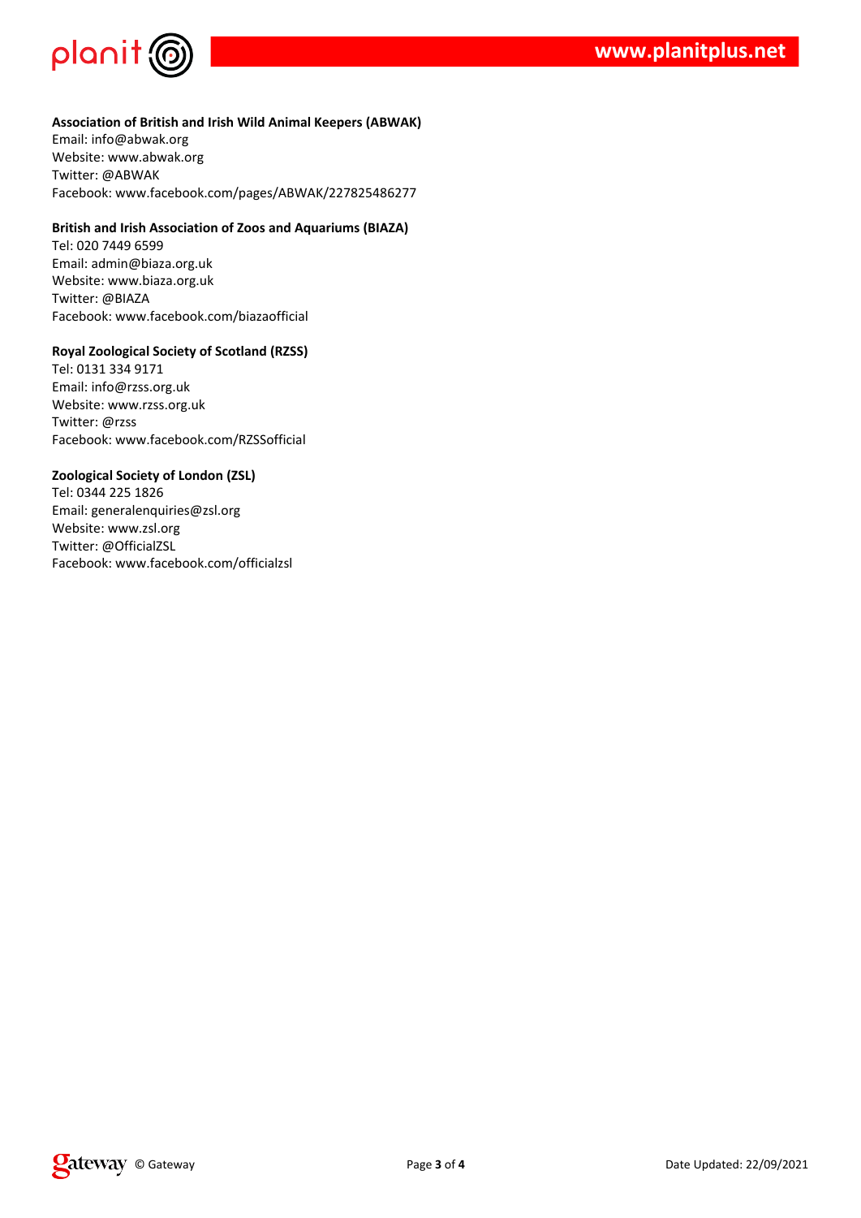**Association of British and Irish Wild Animal Keepers (ABWAK)**
Email: info@abwak.org
Website: www.abwak.org
Twitter: @ABWAK
Facebook: www.facebook.com/pages/ABWAK/227825486277

**British and Irish Association of Zoos and Aquariums (BIAZA)**
Tel: 020 7449 6599
Email: admin@biaza.org.uk
Website: www.biaza.org.uk
Twitter: @BIAZA
Facebook: www.facebook.com/biazaofficial

**Royal Zoological Society of Scotland (RZSS)**
Tel: 0131 334 9171
Email: info@rzss.org.uk
Website: www.rzss.org.uk
Twitter: @rzss
Facebook: www.facebook.com/RZSSofficial

**Zoological Society of London (ZSL)**
Tel: 0344 225 1826
Email: generalenquiries@zsl.org
Website: www.zsl.org
Twitter: @OfficialZSL
Facebook: www.facebook.com/officialzsl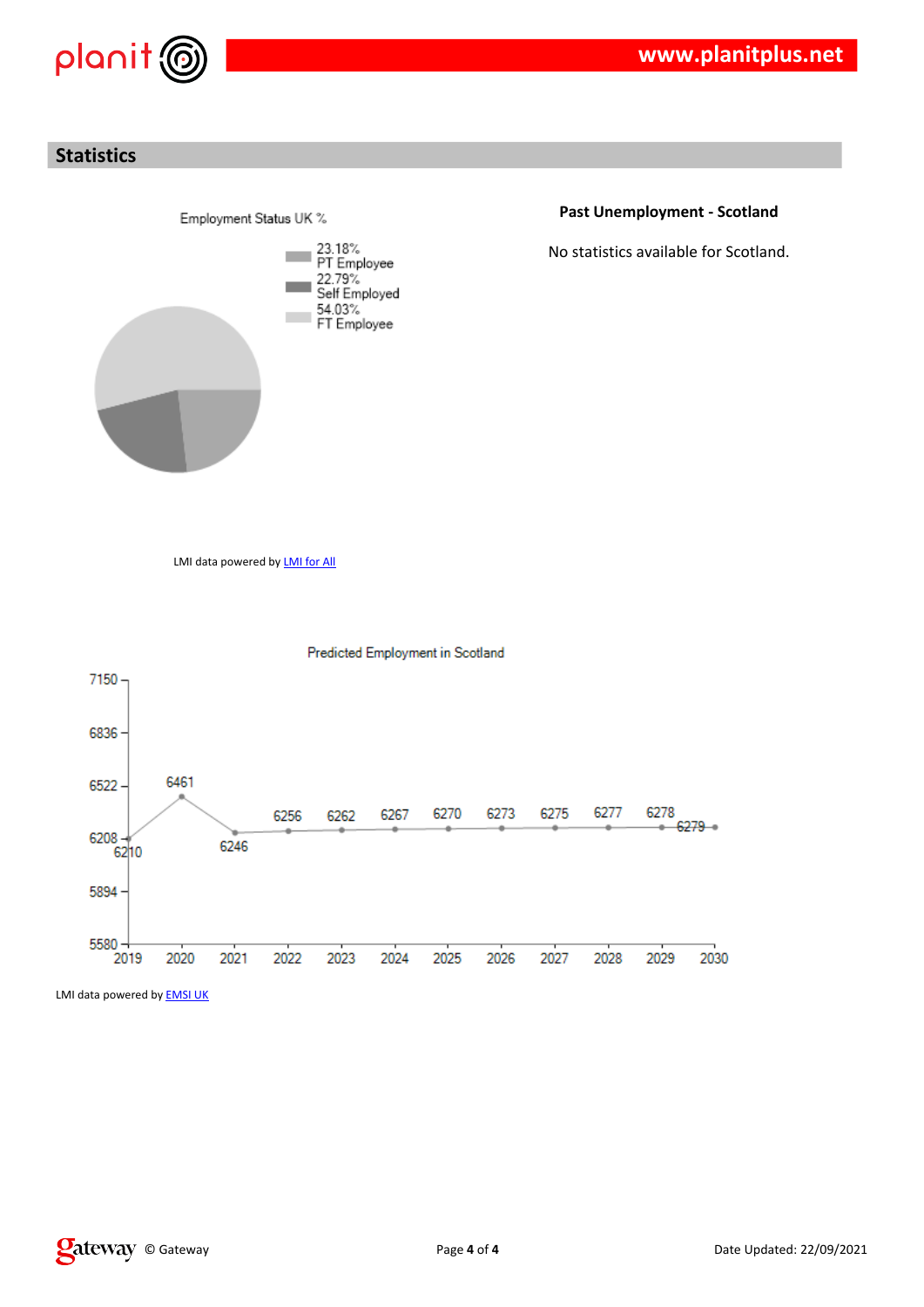## Statistics

Employment Status UK %

23.18%
PT Employee
22.79%
Self Employed
54.03%
FT Employee

LMI data powered by [LMI for All]

**Past Unemployment - Scotland**

No statistics available for Scotland.

Predicted Employment in Scotland

7150
6836
6522
6208
5894
5580

2019 2020 2021 2022 2023 2024 2025 2026 2027 2028 2029 2030

6210 6461 6246 6256 6262 6267 6270 6273 6275 6277 6278 6279

LMI data powered by [EMSI UK]